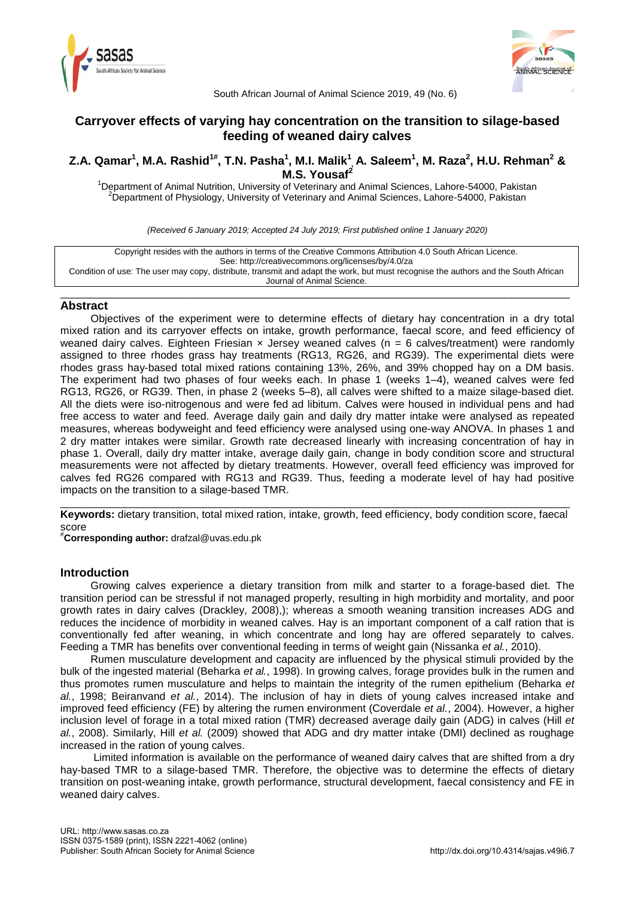# Carryover effects of varying hay concentration on the transition to silage-based feeding of weaned dairy calves

**Z.A. Qamar[1], M.A. Rashid[1#], T.N. Pasha[1], M.I. Malik[1], A. Saleem[1], M. Raza[2], H.U. Rehman[2] & M.S. Yousaf[2]**

[1]Department of Animal Nutrition, University of Veterinary and Animal Sciences, Lahore-54000, Pakistan
[2]Department of Physiology, University of Veterinary and Animal Sciences, Lahore-54000, Pakistan

*(Received 6 January 2019; Accepted 24 July 2019; First published online 1 January 2020)*

Copyright resides with the authors in terms of the Creative Commons Attribution 4.0 South African Licence.
See: http://creativecommons.org/licenses/by/4.0/za
Condition of use: The user may copy, distribute, transmit and adapt the work, but must recognise the authors and the South African Journal of Animal Science.

## Abstract

Objectives of the experiment were to determine effects of dietary hay concentration in a dry total mixed ration and its carryover effects on intake, growth performance, faecal score, and feed efficiency of weaned dairy calves. Eighteen Friesian × Jersey weaned calves (n = 6 calves/treatment) were randomly assigned to three rhodes grass hay treatments (RG13, RG26, and RG39). The experimental diets were rhodes grass hay-based total mixed rations containing 13%, 26%, and 39% chopped hay on a DM basis. The experiment had two phases of four weeks each. In phase 1 (weeks 1–4), weaned calves were fed RG13, RG26, or RG39. Then, in phase 2 (weeks 5–8), all calves were shifted to a maize silage-based diet. All the diets were iso-nitrogenous and were fed ad libitum. Calves were housed in individual pens and had free access to water and feed. Average daily gain and daily dry matter intake were analysed as repeated measures, whereas bodyweight and feed efficiency were analysed using one-way ANOVA. In phases 1 and 2 dry matter intakes were similar. Growth rate decreased linearly with increasing concentration of hay in phase 1. Overall, daily dry matter intake, average daily gain, change in body condition score and structural measurements were not affected by dietary treatments. However, overall feed efficiency was improved for calves fed RG26 compared with RG13 and RG39. Thus, feeding a moderate level of hay had positive impacts on the transition to a silage-based TMR.

**Keywords:** dietary transition, total mixed ration, intake, growth, feed efficiency, body condition score, faecal score

[#]**Corresponding author:** drafzal@uvas.edu.pk

## Introduction

Growing calves experience a dietary transition from milk and starter to a forage-based diet. The transition period can be stressful if not managed properly, resulting in high morbidity and mortality, and poor growth rates in dairy calves (Drackley, 2008),); whereas a smooth weaning transition increases ADG and reduces the incidence of morbidity in weaned calves. Hay is an important component of a calf ration that is conventionally fed after weaning, in which concentrate and long hay are offered separately to calves. Feeding a TMR has benefits over conventional feeding in terms of weight gain (Nissanka *et al.*, 2010).

Rumen musculature development and capacity are influenced by the physical stimuli provided by the bulk of the ingested material (Beharka *et al.*, 1998). In growing calves, forage provides bulk in the rumen and thus promotes rumen musculature and helps to maintain the integrity of the rumen epithelium (Beharka *et al.*, 1998; Beiranvand *et al.*, 2014). The inclusion of hay in diets of young calves increased intake and improved feed efficiency (FE) by altering the rumen environment (Coverdale *et al.*, 2004). However, a higher inclusion level of forage in a total mixed ration (TMR) decreased average daily gain (ADG) in calves (Hill *et al.*, 2008). Similarly, Hill *et al.* (2009) showed that ADG and dry matter intake (DMI) declined as roughage increased in the ration of young calves.

Limited information is available on the performance of weaned dairy calves that are shifted from a dry hay-based TMR to a silage-based TMR. Therefore, the objective was to determine the effects of dietary transition on post-weaning intake, growth performance, structural development, faecal consistency and FE in weaned dairy calves.

URL: http://www.sasas.co.za
ISSN 0375-1589 (print), ISSN 2221-4062 (online)
Publisher: South African Society for Animal Science
http://dx.doi.org/10.4314/sajas.v49i6.7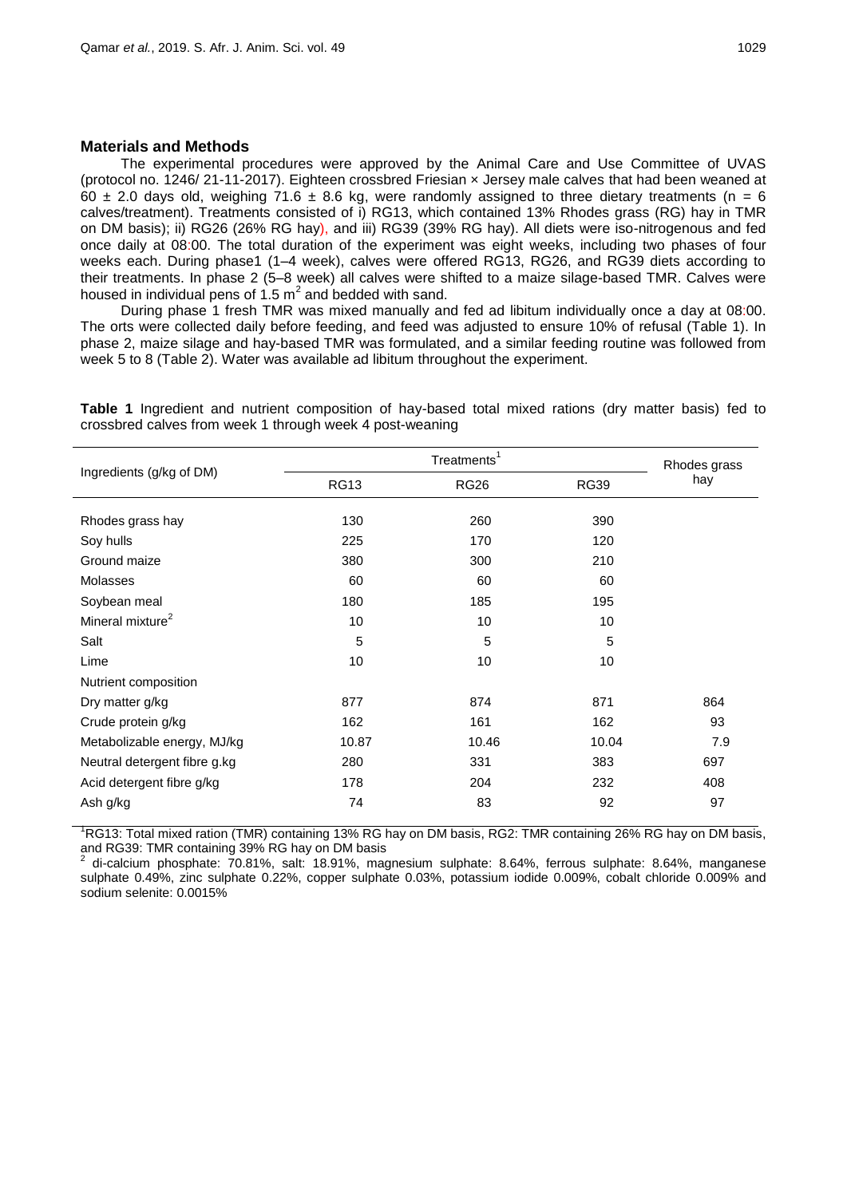## Materials and Methods

The experimental procedures were approved by the Animal Care and Use Committee of UVAS (protocol no. 1246/ 21-11-2017). Eighteen crossbred Friesian × Jersey male calves that had been weaned at 60 ± 2.0 days old, weighing 71.6 ± 8.6 kg, were randomly assigned to three dietary treatments (n = 6 calves/treatment). Treatments consisted of i) RG13, which contained 13% Rhodes grass (RG) hay in TMR on DM basis); ii) RG26 (26% RG hay), and iii) RG39 (39% RG hay). All diets were iso-nitrogenous and fed once daily at 08:00. The total duration of the experiment was eight weeks, including two phases of four weeks each. During phase1 (1–4 week), calves were offered RG13, RG26, and RG39 diets according to their treatments. In phase 2 (5–8 week) all calves were shifted to a maize silage-based TMR. Calves were housed in individual pens of 1.5 $m^2$ and bedded with sand.

During phase 1 fresh TMR was mixed manually and fed ad libitum individually once a day at 08:00. The orts were collected daily before feeding, and feed was adjusted to ensure 10% of refusal (Table 1). In phase 2, maize silage and hay-based TMR was formulated, and a similar feeding routine was followed from week 5 to 8 (Table 2). Water was available ad libitum throughout the experiment.

**Table 1** Ingredient and nutrient composition of hay-based total mixed rations (dry matter basis) fed to crossbred calves from week 1 through week 4 post-weaning

| Ingredients (g/kg of DM) | Treatments[1] | | | Rhodes grass hay |
|---|---|---|---|---|
| | RG13 | RG26 | RG39 | |
| Rhodes grass hay | 130 | 260 | 390 | |
| Soy hulls | 225 | 170 | 120 | |
| Ground maize | 380 | 300 | 210 | |
| Molasses | 60 | 60 | 60 | |
| Soybean meal | 180 | 185 | 195 | |
| Mineral mixture[2] | 10 | 10 | 10 | |
| Salt | 5 | 5 | 5 | |
| Lime | 10 | 10 | 10 | |
| Nutrient composition | | | | |
| Dry matter g/kg | 877 | 874 | 871 | 864 |
| Crude protein g/kg | 162 | 161 | 162 | 93 |
| Metabolizable energy, MJ/kg | 10.87 | 10.46 | 10.04 | 7.9 |
| Neutral detergent fibre g.kg | 280 | 331 | 383 | 697 |
| Acid detergent fibre g/kg | 178 | 204 | 232 | 408 |
| Ash g/kg | 74 | 83 | 92 | 97 |

[1]RG13: Total mixed ration (TMR) containing 13% RG hay on DM basis, RG2: TMR containing 26% RG hay on DM basis, and RG39: TMR containing 39% RG hay on DM basis

[2] di-calcium phosphate: 70.81%, salt: 18.91%, magnesium sulphate: 8.64%, ferrous sulphate: 8.64%, manganese sulphate 0.49%, zinc sulphate 0.22%, copper sulphate 0.03%, potassium iodide 0.009%, cobalt chloride 0.009% and sodium selenite: 0.0015%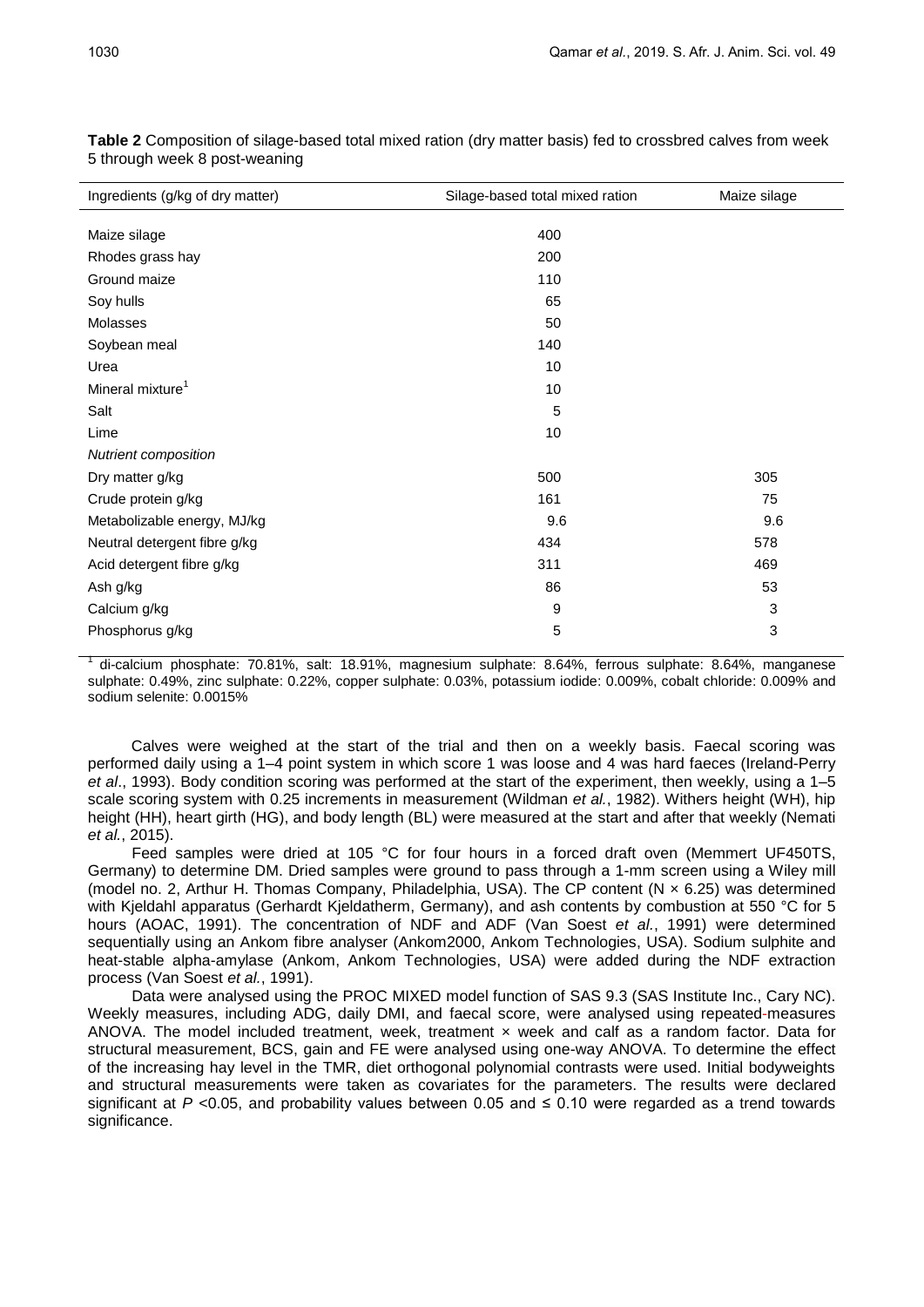**Table 2** Composition of silage-based total mixed ration (dry matter basis) fed to crossbred calves from week 5 through week 8 post-weaning

| Ingredients (g/kg of dry matter) | Silage-based total mixed ration | Maize silage |
|---|---|---|
| Maize silage | 400 | |
| Rhodes grass hay | 200 | |
| Ground maize | 110 | |
| Soy hulls | 65 | |
| Molasses | 50 | |
| Soybean meal | 140 | |
| Urea | 10 | |
| Mineral mixture[1] | 10 | |
| Salt | 5 | |
| Lime | 10 | |
| *Nutrient composition* | | |
| Dry matter g/kg | 500 | 305 |
| Crude protein g/kg | 161 | 75 |
| Metabolizable energy, MJ/kg | 9.6 | 9.6 |
| Neutral detergent fibre g/kg | 434 | 578 |
| Acid detergent fibre g/kg | 311 | 469 |
| Ash g/kg | 86 | 53 |
| Calcium g/kg | 9 | 3 |
| Phosphorus g/kg | 5 | 3 |

[1] di-calcium phosphate: 70.81%, salt: 18.91%, magnesium sulphate: 8.64%, ferrous sulphate: 8.64%, manganese sulphate: 0.49%, zinc sulphate: 0.22%, copper sulphate: 0.03%, potassium iodide: 0.009%, cobalt chloride: 0.009% and sodium selenite: 0.0015%

Calves were weighed at the start of the trial and then on a weekly basis. Faecal scoring was performed daily using a 1–4 point system in which score 1 was loose and 4 was hard faeces (Ireland-Perry *et al*., 1993). Body condition scoring was performed at the start of the experiment, then weekly, using a 1–5 scale scoring system with 0.25 increments in measurement (Wildman *et al.*, 1982). Withers height (WH), hip height (HH), heart girth (HG), and body length (BL) were measured at the start and after that weekly (Nemati *et al.*, 2015).

Feed samples were dried at 105 °C for four hours in a forced draft oven (Memmert UF450TS, Germany) to determine DM. Dried samples were ground to pass through a 1-mm screen using a Wiley mill (model no. 2, Arthur H. Thomas Company, Philadelphia, USA). The CP content (N × 6.25) was determined with Kjeldahl apparatus (Gerhardt Kjeldatherm, Germany), and ash contents by combustion at 550 °C for 5 hours (AOAC, 1991). The concentration of NDF and ADF (Van Soest *et al.*, 1991) were determined sequentially using an Ankom fibre analyser (Ankom2000, Ankom Technologies, USA). Sodium sulphite and heat-stable alpha-amylase (Ankom, Ankom Technologies, USA) were added during the NDF extraction process (Van Soest *et al.*, 1991).

Data were analysed using the PROC MIXED model function of SAS 9.3 (SAS Institute Inc., Cary NC). Weekly measures, including ADG, daily DMI, and faecal score, were analysed using repeated-measures ANOVA. The model included treatment, week, treatment × week and calf as a random factor. Data for structural measurement, BCS, gain and FE were analysed using one-way ANOVA. To determine the effect of the increasing hay level in the TMR, diet orthogonal polynomial contrasts were used. Initial bodyweights and structural measurements were taken as covariates for the parameters. The results were declared significant at $P$ <0.05, and probability values between 0.05 and ≤ 0.10 were regarded as a trend towards significance.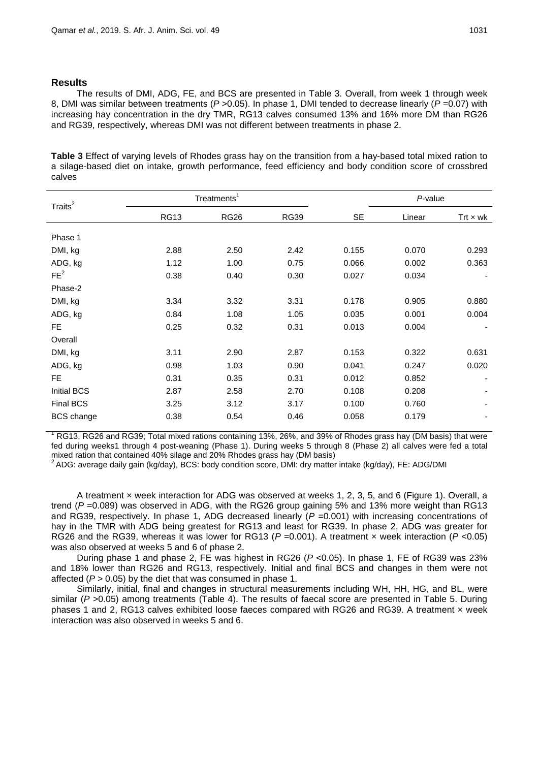## Results

The results of DMI, ADG, FE, and BCS are presented in Table 3. Overall, from week 1 through week 8, DMI was similar between treatments ($P$ >0.05). In phase 1, DMI tended to decrease linearly ($P$ =0.07) with increasing hay concentration in the dry TMR, RG13 calves consumed 13% and 16% more DM than RG26 and RG39, respectively, whereas DMI was not different between treatments in phase 2.

**Table 3** Effect of varying levels of Rhodes grass hay on the transition from a hay-based total mixed ration to a silage-based diet on intake, growth performance, feed efficiency and body condition score of crossbred calves

| Traits[2] | Treatments[1] | | | SE | *P*-value | |
|---|---|---|---|---|---|---|
| | RG13 | RG26 | RG39 | | Linear | Trt × wk |
| Phase 1 | | | | | | |
| DMI, kg | 2.88 | 2.50 | 2.42 | 0.155 | 0.070 | 0.293 |
| ADG, kg | 1.12 | 1.00 | 0.75 | 0.066 | 0.002 | 0.363 |
| FE[2] | 0.38 | 0.40 | 0.30 | 0.027 | 0.034 | - |
| Phase-2 | | | | | | |
| DMI, kg | 3.34 | 3.32 | 3.31 | 0.178 | 0.905 | 0.880 |
| ADG, kg | 0.84 | 1.08 | 1.05 | 0.035 | 0.001 | 0.004 |
| FE | 0.25 | 0.32 | 0.31 | 0.013 | 0.004 | - |
| Overall | | | | | | |
| DMI, kg | 3.11 | 2.90 | 2.87 | 0.153 | 0.322 | 0.631 |
| ADG, kg | 0.98 | 1.03 | 0.90 | 0.041 | 0.247 | 0.020 |
| FE | 0.31 | 0.35 | 0.31 | 0.012 | 0.852 | - |
| Initial BCS | 2.87 | 2.58 | 2.70 | 0.108 | 0.208 | - |
| Final BCS | 3.25 | 3.12 | 3.17 | 0.100 | 0.760 | - |
| BCS change | 0.38 | 0.54 | 0.46 | 0.058 | 0.179 | - |

[1] RG13, RG26 and RG39; Total mixed rations containing 13%, 26%, and 39% of Rhodes grass hay (DM basis) that were fed during weeks1 through 4 post-weaning (Phase 1). During weeks 5 through 8 (Phase 2) all calves were fed a total mixed ration that contained 40% silage and 20% Rhodes grass hay (DM basis)
[2] ADG: average daily gain (kg/day), BCS: body condition score, DMI: dry matter intake (kg/day), FE: ADG/DMI

A treatment × week interaction for ADG was observed at weeks 1, 2, 3, 5, and 6 (Figure 1). Overall, a trend ($P$ =0.089) was observed in ADG, with the RG26 group gaining 5% and 13% more weight than RG13 and RG39, respectively. In phase 1, ADG decreased linearly ($P$ =0.001) with increasing concentrations of hay in the TMR with ADG being greatest for RG13 and least for RG39. In phase 2, ADG was greater for RG26 and the RG39, whereas it was lower for RG13 ($P$ =0.001). A treatment × week interaction ($P$ <0.05) was also observed at weeks 5 and 6 of phase 2.

During phase 1 and phase 2, FE was highest in RG26 ($P$ <0.05). In phase 1, FE of RG39 was 23% and 18% lower than RG26 and RG13, respectively. Initial and final BCS and changes in them were not affected ($P$ > 0.05) by the diet that was consumed in phase 1.

Similarly, initial, final and changes in structural measurements including WH, HH, HG, and BL, were similar ($P$ >0.05) among treatments (Table 4). The results of faecal score are presented in Table 5. During phases 1 and 2, RG13 calves exhibited loose faeces compared with RG26 and RG39. A treatment × week interaction was also observed in weeks 5 and 6.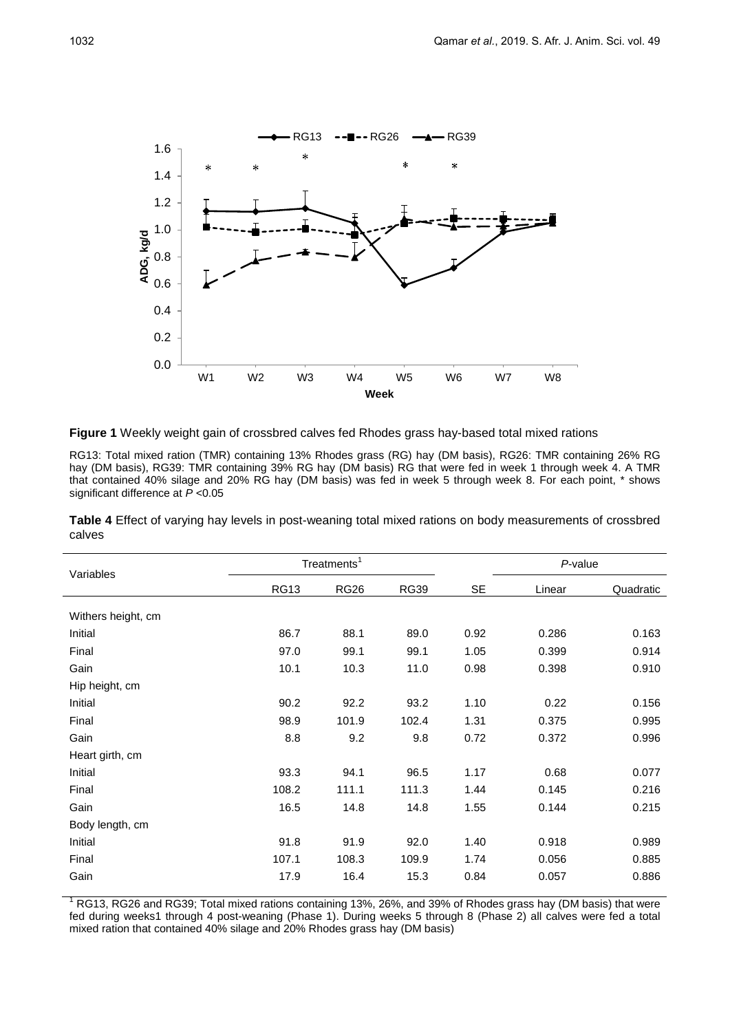**Figure 1** Weekly weight gain of crossbred calves fed Rhodes grass hay-based total mixed rations

RG13: Total mixed ration (TMR) containing 13% Rhodes grass (RG) hay (DM basis), RG26: TMR containing 26% RG hay (DM basis), RG39: TMR containing 39% RG hay (DM basis) RG that were fed in week 1 through week 4. A TMR that contained 40% silage and 20% RG hay (DM basis) was fed in week 5 through week 8. For each point, * shows significant difference at $P$ <0.05

**Table 4** Effect of varying hay levels in post-weaning total mixed rations on body measurements of crossbred calves

| Variables | Treatments[1] | | | | *P*-value | |
|---|---|---|---|---|---|---|
| | RG13 | RG26 | RG39 | SE | Linear | Quadratic |
| Withers height, cm | | | | | | |
| Initial | 86.7 | 88.1 | 89.0 | 0.92 | 0.286 | 0.163 |
| Final | 97.0 | 99.1 | 99.1 | 1.05 | 0.399 | 0.914 |
| Gain | 10.1 | 10.3 | 11.0 | 0.98 | 0.398 | 0.910 |
| Hip height, cm | | | | | | |
| Initial | 90.2 | 92.2 | 93.2 | 1.10 | 0.22 | 0.156 |
| Final | 98.9 | 101.9 | 102.4 | 1.31 | 0.375 | 0.995 |
| Gain | 8.8 | 9.2 | 9.8 | 0.72 | 0.372 | 0.996 |
| Heart girth, cm | | | | | | |
| Initial | 93.3 | 94.1 | 96.5 | 1.17 | 0.68 | 0.077 |
| Final | 108.2 | 111.1 | 111.3 | 1.44 | 0.145 | 0.216 |
| Gain | 16.5 | 14.8 | 14.8 | 1.55 | 0.144 | 0.215 |
| Body length, cm | | | | | | |
| Initial | 91.8 | 91.9 | 92.0 | 1.40 | 0.918 | 0.989 |
| Final | 107.1 | 108.3 | 109.9 | 1.74 | 0.056 | 0.885 |
| Gain | 17.9 | 16.4 | 15.3 | 0.84 | 0.057 | 0.886 |

[1] RG13, RG26 and RG39; Total mixed rations containing 13%, 26%, and 39% of Rhodes grass hay (DM basis) that were fed during weeks1 through 4 post-weaning (Phase 1). During weeks 5 through 8 (Phase 2) all calves were fed a total mixed ration that contained 40% silage and 20% Rhodes grass hay (DM basis)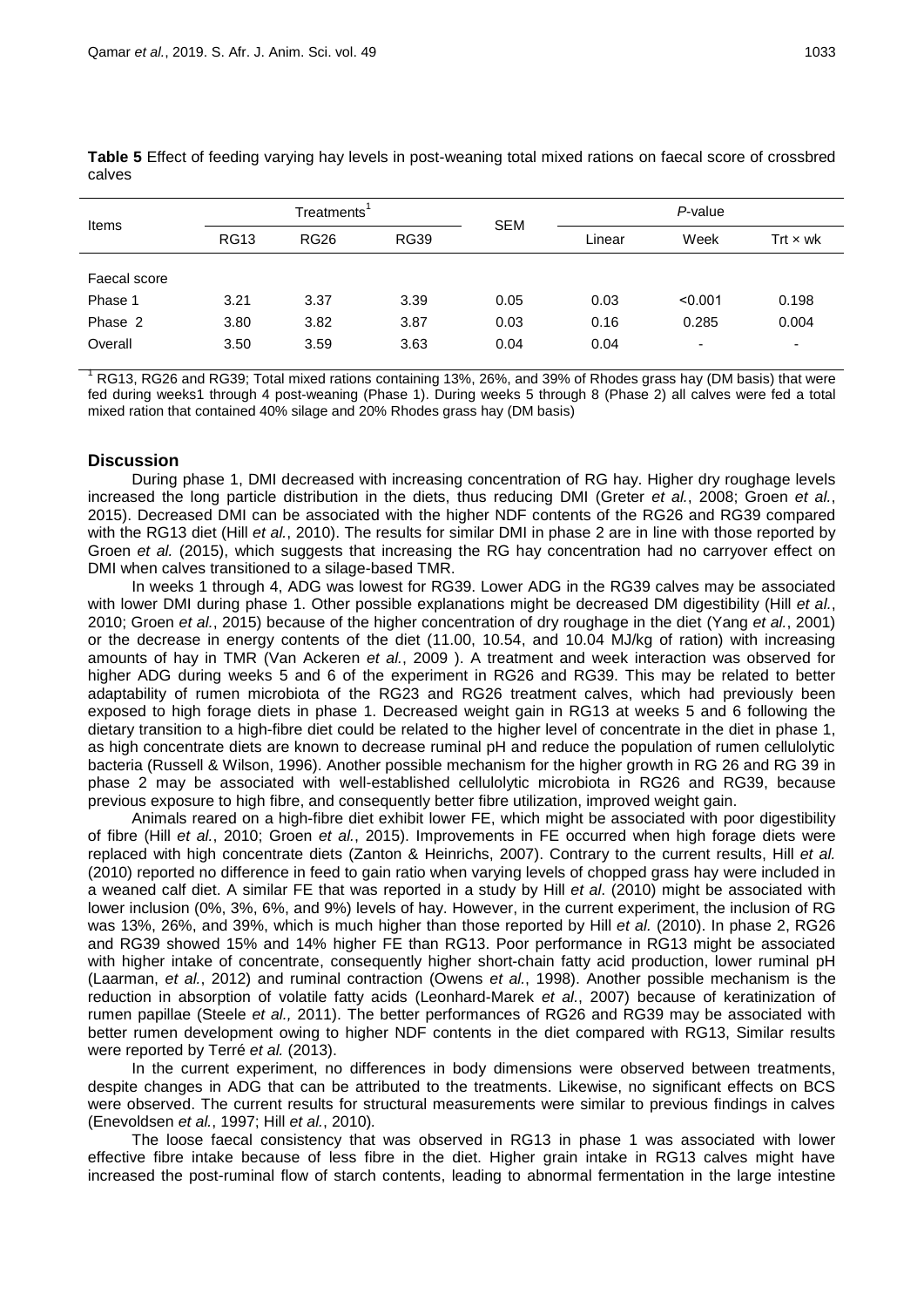**Table 5** Effect of feeding varying hay levels in post-weaning total mixed rations on faecal score of crossbred calves

| Items | Treatments[1] | | | SEM | *P*-value | | |
|---|---|---|---|---|---|---|---|
| | RG13 | RG26 | RG39 | | Linear | Week | Trt × wk |
| Faecal score | | | | | | | |
| Phase 1 | 3.21 | 3.37 | 3.39 | 0.05 | 0.03 | <0.001 | 0.198 |
| Phase 2 | 3.80 | 3.82 | 3.87 | 0.03 | 0.16 | 0.285 | 0.004 |
| Overall | 3.50 | 3.59 | 3.63 | 0.04 | 0.04 | - | - |

[1] RG13, RG26 and RG39; Total mixed rations containing 13%, 26%, and 39% of Rhodes grass hay (DM basis) that were fed during weeks1 through 4 post-weaning (Phase 1). During weeks 5 through 8 (Phase 2) all calves were fed a total mixed ration that contained 40% silage and 20% Rhodes grass hay (DM basis)

## Discussion

During phase 1, DMI decreased with increasing concentration of RG hay. Higher dry roughage levels increased the long particle distribution in the diets, thus reducing DMI (Greter *et al.*, 2008; Groen *et al.*, 2015). Decreased DMI can be associated with the higher NDF contents of the RG26 and RG39 compared with the RG13 diet (Hill *et al.*, 2010). The results for similar DMI in phase 2 are in line with those reported by Groen *et al.* (2015), which suggests that increasing the RG hay concentration had no carryover effect on DMI when calves transitioned to a silage-based TMR.

In weeks 1 through 4, ADG was lowest for RG39. Lower ADG in the RG39 calves may be associated with lower DMI during phase 1. Other possible explanations might be decreased DM digestibility (Hill *et al.*, 2010; Groen *et al.*, 2015) because of the higher concentration of dry roughage in the diet (Yang *et al.*, 2001) or the decrease in energy contents of the diet (11.00, 10.54, and 10.04 MJ/kg of ration) with increasing amounts of hay in TMR (Van Ackeren *et al.*, 2009 ). A treatment and week interaction was observed for higher ADG during weeks 5 and 6 of the experiment in RG26 and RG39. This may be related to better adaptability of rumen microbiota of the RG23 and RG26 treatment calves, which had previously been exposed to high forage diets in phase 1. Decreased weight gain in RG13 at weeks 5 and 6 following the dietary transition to a high-fibre diet could be related to the higher level of concentrate in the diet in phase 1, as high concentrate diets are known to decrease ruminal pH and reduce the population of rumen cellulolytic bacteria (Russell & Wilson, 1996). Another possible mechanism for the higher growth in RG 26 and RG 39 in phase 2 may be associated with well-established cellulolytic microbiota in RG26 and RG39, because previous exposure to high fibre, and consequently better fibre utilization, improved weight gain.

Animals reared on a high-fibre diet exhibit lower FE, which might be associated with poor digestibility of fibre (Hill *et al.*, 2010; Groen *et al.*, 2015). Improvements in FE occurred when high forage diets were replaced with high concentrate diets (Zanton & Heinrichs, 2007). Contrary to the current results, Hill *et al.* (2010) reported no difference in feed to gain ratio when varying levels of chopped grass hay were included in a weaned calf diet. A similar FE that was reported in a study by Hill *et al*. (2010) might be associated with lower inclusion (0%, 3%, 6%, and 9%) levels of hay. However, in the current experiment, the inclusion of RG was 13%, 26%, and 39%, which is much higher than those reported by Hill *et al.* (2010). In phase 2, RG26 and RG39 showed 15% and 14% higher FE than RG13. Poor performance in RG13 might be associated with higher intake of concentrate, consequently higher short-chain fatty acid production, lower ruminal pH (Laarman, *et al.*, 2012) and ruminal contraction (Owens *et al.*, 1998). Another possible mechanism is the reduction in absorption of volatile fatty acids (Leonhard-Marek *et al.*, 2007) because of keratinization of rumen papillae (Steele *et al.,* 2011). The better performances of RG26 and RG39 may be associated with better rumen development owing to higher NDF contents in the diet compared with RG13, Similar results were reported by Terré *et al.* (2013).

In the current experiment, no differences in body dimensions were observed between treatments, despite changes in ADG that can be attributed to the treatments. Likewise, no significant effects on BCS were observed. The current results for structural measurements were similar to previous findings in calves (Enevoldsen *et al.*, 1997; Hill *et al.*, 2010).

The loose faecal consistency that was observed in RG13 in phase 1 was associated with lower effective fibre intake because of less fibre in the diet. Higher grain intake in RG13 calves might have increased the post-ruminal flow of starch contents, leading to abnormal fermentation in the large intestine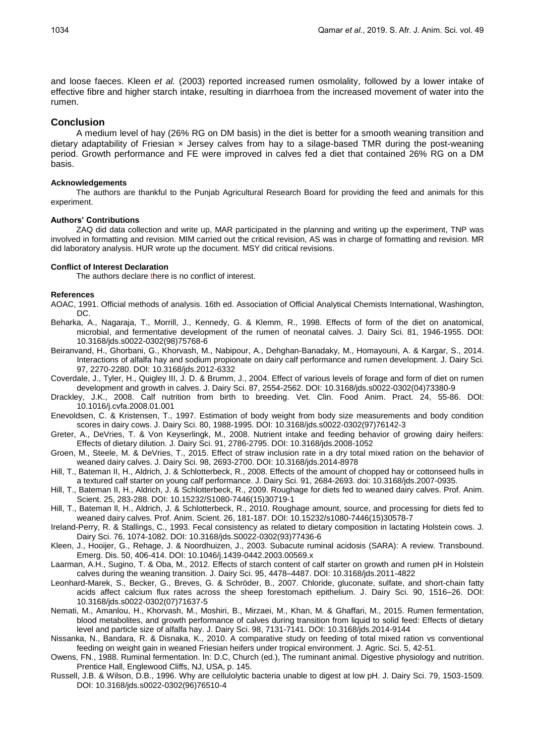and loose faeces. Kleen *et al.* (2003) reported increased rumen osmolality, followed by a lower intake of effective fibre and higher starch intake, resulting in diarrhoea from the increased movement of water into the rumen.

## Conclusion

A medium level of hay (26% RG on DM basis) in the diet is better for a smooth weaning transition and dietary adaptability of Friesian × Jersey calves from hay to a silage-based TMR during the post-weaning period. Growth performance and FE were improved in calves fed a diet that contained 26% RG on a DM basis.

#### Acknowledgements

The authors are thankful to the Punjab Agricultural Research Board for providing the feed and animals for this experiment.

#### Authors' Contributions

ZAQ did data collection and write up, MAR participated in the planning and writing up the experiment, TNP was involved in formatting and revision. MIM carried out the critical revision, AS was in charge of formatting and revision. MR did laboratory analysis. HUR wrote up the document. MSY did critical revisions.

#### Conflict of Interest Declaration

The authors declare there is no conflict of interest.

#### References

AOAC, 1991. Official methods of analysis. 16th ed. Association of Official Analytical Chemists International, Washington, DC.

Beharka, A., Nagaraja, T., Morrill, J., Kennedy, G. & Klemm, R., 1998. Effects of form of the diet on anatomical, microbial, and fermentative development of the rumen of neonatal calves. J. Dairy Sci. 81, 1946-1955. DOI: 10.3168/jds.s0022-0302(98)75768-6

Beiranvand, H., Ghorbani, G., Khorvash, M., Nabipour, A., Dehghan-Banadaky, M., Homayouni, A. & Kargar, S., 2014. Interactions of alfalfa hay and sodium propionate on dairy calf performance and rumen development. J. Dairy Sci. 97, 2270-2280. DOI: 10.3168/jds.2012-6332

Coverdale, J., Tyler, H., Quigley III, J. D. & Brumm, J., 2004. Effect of various levels of forage and form of diet on rumen development and growth in calves. J. Dairy Sci. 87, 2554-2562. DOI: 10.3168/jds.s0022-0302(04)73380-9

Drackley, J.K., 2008. Calf nutrition from birth to breeding. Vet. Clin. Food Anim. Pract. 24, 55-86. DOI: 10.1016/j.cvfa.2008.01.001

Enevoldsen, C. & Kristensen, T., 1997. Estimation of body weight from body size measurements and body condition scores in dairy cows. J. Dairy Sci. 80, 1988-1995. DOI: 10.3168/jds.s0022-0302(97)76142-3

Greter, A., DeVries, T. & Von Keyserlingk, M., 2008. Nutrient intake and feeding behavior of growing dairy heifers: Effects of dietary dilution. J. Dairy Sci. 91, 2786-2795. DOI: 10.3168/jds.2008-1052

Groen, M., Steele, M. & DeVries, T., 2015. Effect of straw inclusion rate in a dry total mixed ration on the behavior of weaned dairy calves. J. Dairy Sci. 98, 2693-2700. DOI: 10.3168/jds.2014-8978

Hill, T., Bateman II, H., Aldrich, J. & Schlotterbeck, R., 2008. Effects of the amount of chopped hay or cottonseed hulls in a textured calf starter on young calf performance. J. Dairy Sci. 91, 2684-2693. doi: 10.3168/jds.2007-0935.

Hill, T., Bateman II, H., Aldrich, J. & Schlotterbeck, R., 2009. Roughage for diets fed to weaned dairy calves. Prof. Anim. Scient. 25, 283-288. DOI: 10.15232/S1080-7446(15)30719-1

Hill, T., Bateman ll, H., Aldrich, J. & Schlotterbeck, R., 2010. Roughage amount, source, and processing for diets fed to weaned dairy calves. Prof. Anim. Scient. 26, 181-187. DOI: 10.15232/s1080-7446(15)30578-7

Ireland-Perry, R. & Stallings, C., 1993. Fecal consistency as related to dietary composition in lactating Holstein cows. J. Dairy Sci. 76, 1074-1082. DOI: 10.3168/jds.S0022-0302(93)77436-6

Kleen, J., Hooijer, G., Rehage, J. & Noordhuizen, J., 2003. Subacute ruminal acidosis (SARA): A review. Transbound. Emerg. Dis. 50, 406-414. DOI: 10.1046/j.1439-0442.2003.00569.x

Laarman, A.H., Sugino, T. & Oba, M., 2012. Effects of starch content of calf starter on growth and rumen pH in Holstein calves during the weaning transition. J. Dairy Sci. 95, 4478–4487. DOI: 10.3168/jds.2011-4822

Leonhard-Marek, S., Becker, G., Breves, G. & Schröder, B., 2007. Chloride, gluconate, sulfate, and short-chain fatty acids affect calcium flux rates across the sheep forestomach epithelium. J. Dairy Sci. 90, 1516–26. DOI: 10.3168/jds.s0022-0302(07)71637-5

Nemati, M., Amanlou, H., Khorvash, M., Moshiri, B., Mirzaei, M., Khan, M. & Ghaffari, M., 2015. Rumen fermentation, blood metabolites, and growth performance of calves during transition from liquid to solid feed: Effects of dietary level and particle size of alfalfa hay. J. Dairy Sci. 98, 7131-7141. DOI: 10.3168/jds.2014-9144

Nissanka, N., Bandara, R. & Disnaka, K., 2010. A comparative study on feeding of total mixed ration vs conventional feeding on weight gain in weaned Friesian heifers under tropical environment. J. Agric. Sci. 5, 42-51.

Owens, FN., 1988. Ruminal fermentation. In: D.C, Church (ed.), The ruminant animal. Digestive physiology and nutrition. Prentice Hall, Englewood Cliffs, NJ, USA, p. 145.

Russell, J.B. & Wilson, D.B., 1996. Why are cellulolytic bacteria unable to digest at low pH. J. Dairy Sci. 79, 1503-1509. DOI: 10.3168/jds.s0022-0302(96)76510-4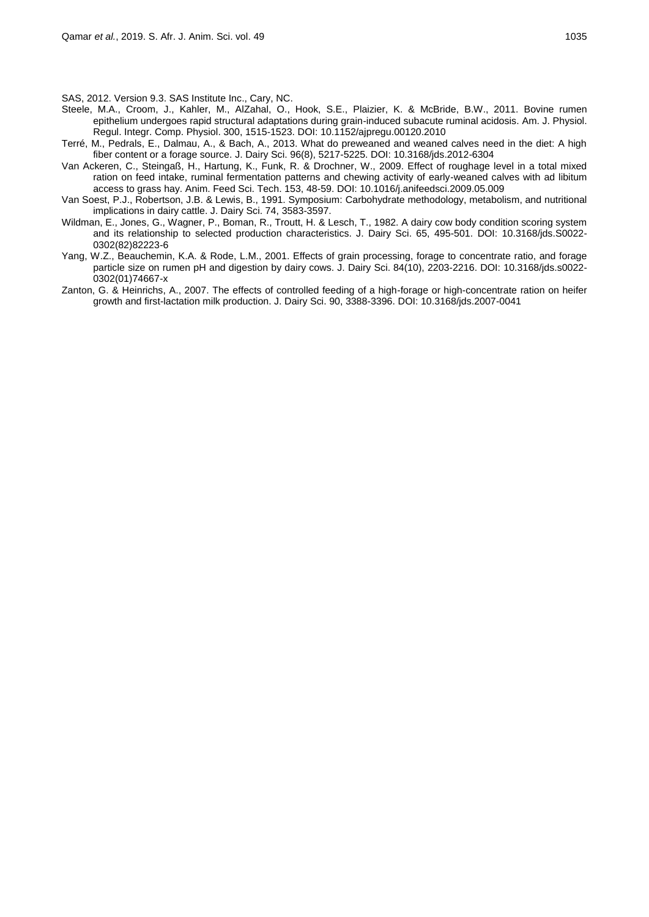SAS, 2012. Version 9.3. SAS Institute Inc., Cary, NC.

Steele, M.A., Croom, J., Kahler, M., AlZahal, O., Hook, S.E., Plaizier, K. & McBride, B.W., 2011. Bovine rumen epithelium undergoes rapid structural adaptations during grain-induced subacute ruminal acidosis. Am. J. Physiol. Regul. Integr. Comp. Physiol. 300, 1515-1523. DOI: 10.1152/ajpregu.00120.2010

Terré, M., Pedrals, E., Dalmau, A., & Bach, A., 2013. What do preweaned and weaned calves need in the diet: A high fiber content or a forage source. J. Dairy Sci. 96(8), 5217-5225. DOI: 10.3168/jds.2012-6304

Van Ackeren, C., Steingaß, H., Hartung, K., Funk, R. & Drochner, W., 2009. Effect of roughage level in a total mixed ration on feed intake, ruminal fermentation patterns and chewing activity of early-weaned calves with ad libitum access to grass hay. Anim. Feed Sci. Tech. 153, 48-59. DOI: 10.1016/j.anifeedsci.2009.05.009

Van Soest, P.J., Robertson, J.B. & Lewis, B., 1991. Symposium: Carbohydrate methodology, metabolism, and nutritional implications in dairy cattle. J. Dairy Sci. 74, 3583-3597.

Wildman, E., Jones, G., Wagner, P., Boman, R., Troutt, H. & Lesch, T., 1982. A dairy cow body condition scoring system and its relationship to selected production characteristics. J. Dairy Sci. 65, 495-501. DOI: 10.3168/jds.S0022-0302(82)82223-6

Yang, W.Z., Beauchemin, K.A. & Rode, L.M., 2001. Effects of grain processing, forage to concentrate ratio, and forage particle size on rumen pH and digestion by dairy cows. J. Dairy Sci. 84(10), 2203-2216. DOI: 10.3168/jds.s0022-0302(01)74667-x

Zanton, G. & Heinrichs, A., 2007. The effects of controlled feeding of a high-forage or high-concentrate ration on heifer growth and first-lactation milk production. J. Dairy Sci. 90, 3388-3396. DOI: 10.3168/jds.2007-0041